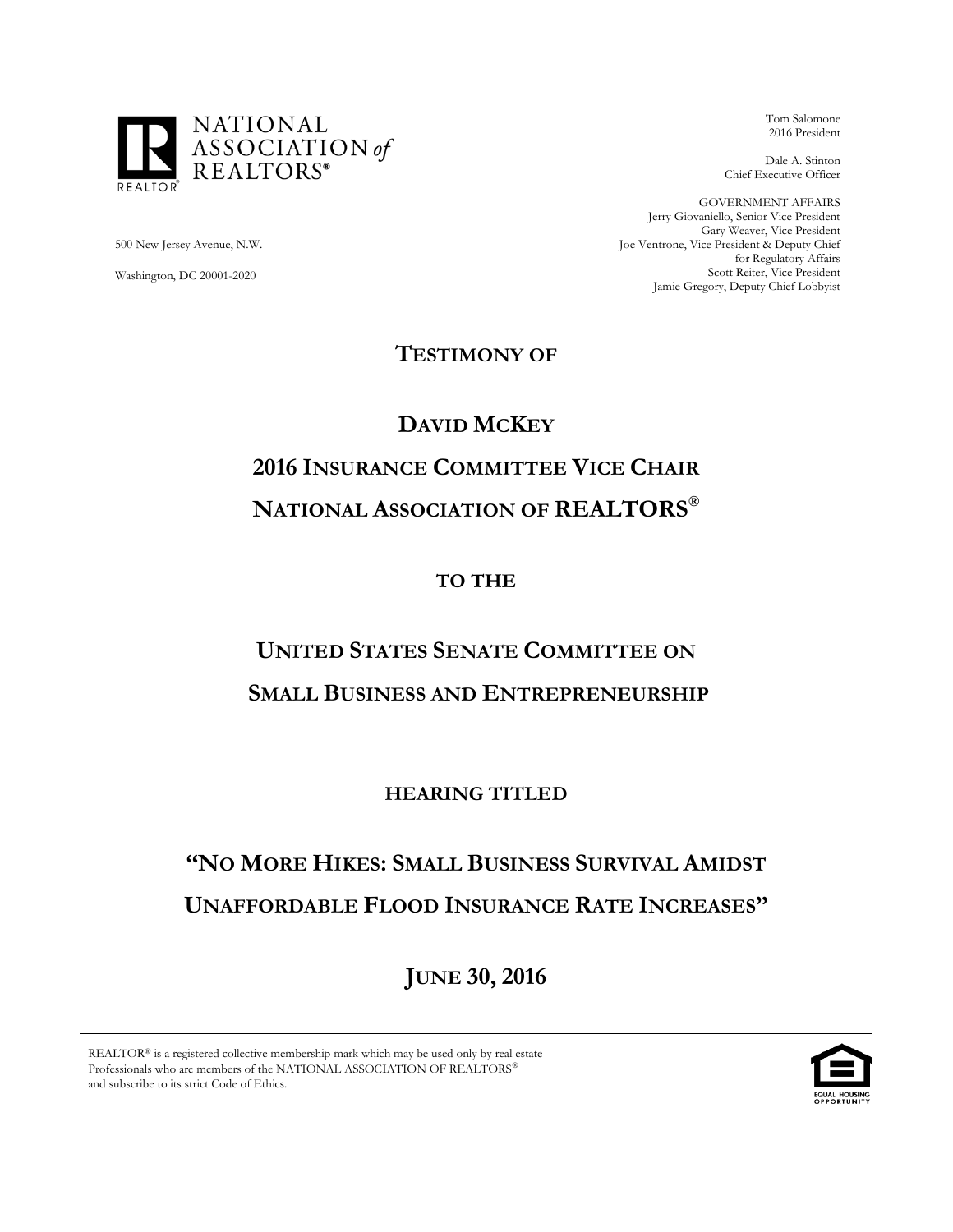NATIONAL ASSOCIATION *of* REALTORS®

Tom Salomone
2016 President

Dale A. Stinton
Chief Executive Officer

GOVERNMENT AFFAIRS
Jerry Giovaniello, Senior Vice President
Gary Weaver, Vice President
Joe Ventrone, Vice President & Deputy Chief for Regulatory Affairs
Scott Reiter, Vice President
Jamie Gregory, Deputy Chief Lobbyist

500 New Jersey Avenue, N.W.

Washington, DC 20001-2020

# TESTIMONY OF

# DAVID MCKEY

# 2016 INSURANCE COMMITTEE VICE CHAIR

# NATIONAL ASSOCIATION OF REALTORS®

## TO THE

# UNITED STATES SENATE COMMITTEE ON SMALL BUSINESS AND ENTREPRENEURSHIP

## HEARING TITLED

# "NO MORE HIKES: SMALL BUSINESS SURVIVAL AMIDST UNAFFORDABLE FLOOD INSURANCE RATE INCREASES"

# JUNE 30, 2016

---

REALTOR® is a registered collective membership mark which may be used only by real estate Professionals who are members of the NATIONAL ASSOCIATION OF REALTORS® and subscribe to its strict Code of Ethics.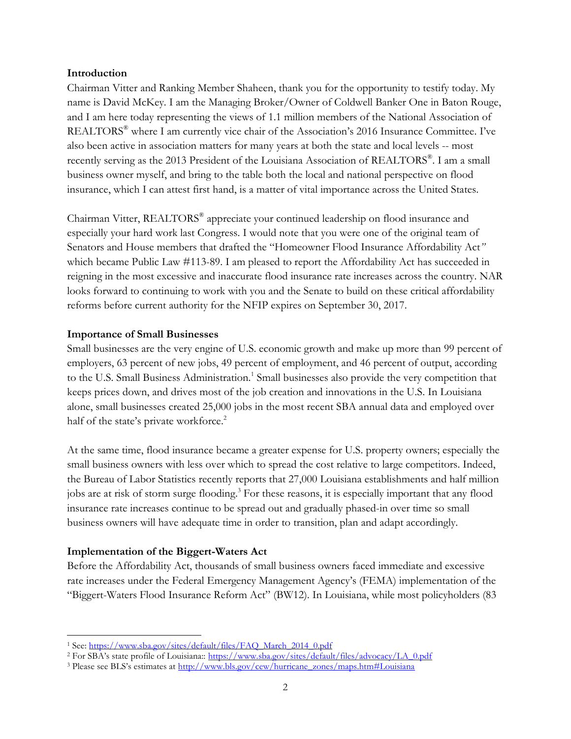## Introduction

Chairman Vitter and Ranking Member Shaheen, thank you for the opportunity to testify today. My name is David McKey. I am the Managing Broker/Owner of Coldwell Banker One in Baton Rouge, and I am here today representing the views of 1.1 million members of the National Association of REALTORS® where I am currently vice chair of the Association's 2016 Insurance Committee. I've also been active in association matters for many years at both the state and local levels -- most recently serving as the 2013 President of the Louisiana Association of REALTORS®. I am a small business owner myself, and bring to the table both the local and national perspective on flood insurance, which I can attest first hand, is a matter of vital importance across the United States.

Chairman Vitter, REALTORS® appreciate your continued leadership on flood insurance and especially your hard work last Congress. I would note that you were one of the original team of Senators and House members that drafted the "Homeowner Flood Insurance Affordability Act" which became Public Law #113-89. I am pleased to report the Affordability Act has succeeded in reigning in the most excessive and inaccurate flood insurance rate increases across the country. NAR looks forward to continuing to work with you and the Senate to build on these critical affordability reforms before current authority for the NFIP expires on September 30, 2017.

## Importance of Small Businesses

Small businesses are the very engine of U.S. economic growth and make up more than 99 percent of employers, 63 percent of new jobs, 49 percent of employment, and 46 percent of output, according to the U.S. Small Business Administration.[1] Small businesses also provide the very competition that keeps prices down, and drives most of the job creation and innovations in the U.S. In Louisiana alone, small businesses created 25,000 jobs in the most recent SBA annual data and employed over half of the state's private workforce.[2]

At the same time, flood insurance became a greater expense for U.S. property owners; especially the small business owners with less over which to spread the cost relative to large competitors. Indeed, the Bureau of Labor Statistics recently reports that 27,000 Louisiana establishments and half million jobs are at risk of storm surge flooding.[3] For these reasons, it is especially important that any flood insurance rate increases continue to be spread out and gradually phased-in over time so small business owners will have adequate time in order to transition, plan and adapt accordingly.

## Implementation of the Biggert-Waters Act

Before the Affordability Act, thousands of small business owners faced immediate and excessive rate increases under the Federal Emergency Management Agency's (FEMA) implementation of the "Biggert-Waters Flood Insurance Reform Act" (BW12). In Louisiana, while most policyholders (83

---

[1] See: https://www.sba.gov/sites/default/files/FAQ_March_2014_0.pdf

[2] For SBA's state profile of Louisiana:: https://www.sba.gov/sites/default/files/advocacy/LA_0.pdf

[3] Please see BLS's estimates at http://www.bls.gov/cew/hurricane_zones/maps.htm#Louisiana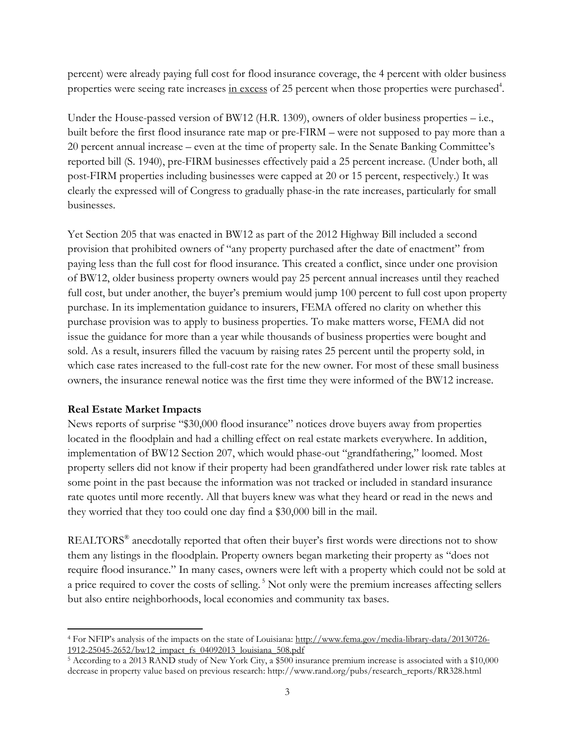percent) were already paying full cost for flood insurance coverage, the 4 percent with older business properties were seeing rate increases <u>in excess</u> of 25 percent when those properties were purchased[4].

Under the House-passed version of BW12 (H.R. 1309), owners of older business properties – i.e., built before the first flood insurance rate map or pre-FIRM – were not supposed to pay more than a 20 percent annual increase – even at the time of property sale. In the Senate Banking Committee's reported bill (S. 1940), pre-FIRM businesses effectively paid a 25 percent increase. (Under both, all post-FIRM properties including businesses were capped at 20 or 15 percent, respectively.) It was clearly the expressed will of Congress to gradually phase-in the rate increases, particularly for small businesses.

Yet Section 205 that was enacted in BW12 as part of the 2012 Highway Bill included a second provision that prohibited owners of "any property purchased after the date of enactment" from paying less than the full cost for flood insurance. This created a conflict, since under one provision of BW12, older business property owners would pay 25 percent annual increases until they reached full cost, but under another, the buyer's premium would jump 100 percent to full cost upon property purchase. In its implementation guidance to insurers, FEMA offered no clarity on whether this purchase provision was to apply to business properties. To make matters worse, FEMA did not issue the guidance for more than a year while thousands of business properties were bought and sold. As a result, insurers filled the vacuum by raising rates 25 percent until the property sold, in which case rates increased to the full-cost rate for the new owner. For most of these small business owners, the insurance renewal notice was the first time they were informed of the BW12 increase.

**Real Estate Market Impacts**

News reports of surprise "$30,000 flood insurance" notices drove buyers away from properties located in the floodplain and had a chilling effect on real estate markets everywhere. In addition, implementation of BW12 Section 207, which would phase-out "grandfathering," loomed. Most property sellers did not know if their property had been grandfathered under lower risk rate tables at some point in the past because the information was not tracked or included in standard insurance rate quotes until more recently. All that buyers knew was what they heard or read in the news and they worried that they too could one day find a $30,000 bill in the mail.

REALTORS® anecdotally reported that often their buyer's first words were directions not to show them any listings in the floodplain. Property owners began marketing their property as "does not require flood insurance." In many cases, owners were left with a property which could not be sold at a price required to cover the costs of selling.[5] Not only were the premium increases affecting sellers but also entire neighborhoods, local economies and community tax bases.

---

[4] For NFIP's analysis of the impacts on the state of Louisiana: http://www.fema.gov/media-library-data/20130726-1912-25045-2652/bw12_impact_fs_04092013_louisiana_508.pdf

[5] According to a 2013 RAND study of New York City, a $500 insurance premium increase is associated with a $10,000 decrease in property value based on previous research: http://www.rand.org/pubs/research_reports/RR328.html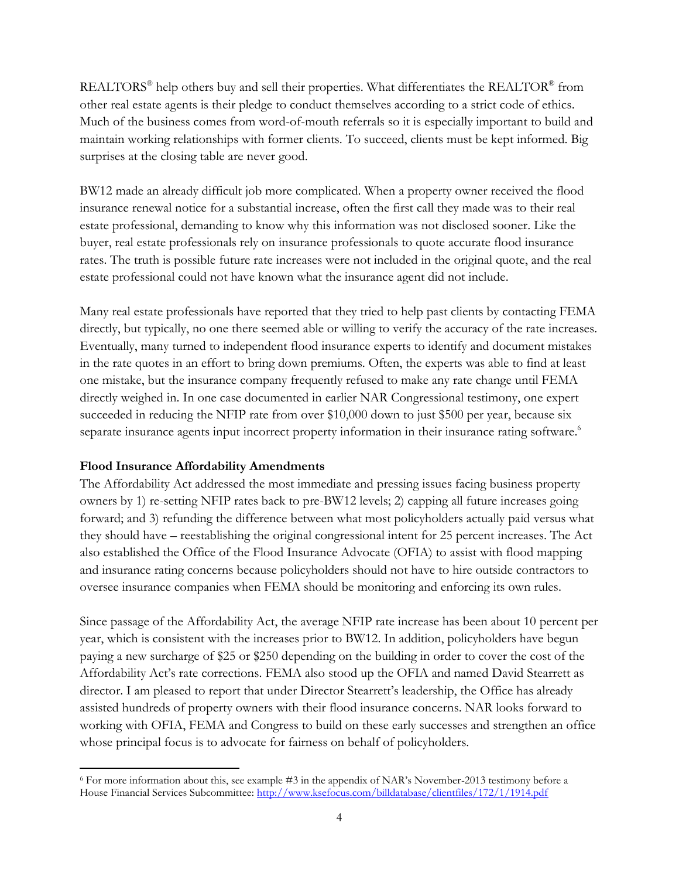REALTORS® help others buy and sell their properties. What differentiates the REALTOR® from other real estate agents is their pledge to conduct themselves according to a strict code of ethics. Much of the business comes from word-of-mouth referrals so it is especially important to build and maintain working relationships with former clients. To succeed, clients must be kept informed. Big surprises at the closing table are never good.

BW12 made an already difficult job more complicated. When a property owner received the flood insurance renewal notice for a substantial increase, often the first call they made was to their real estate professional, demanding to know why this information was not disclosed sooner. Like the buyer, real estate professionals rely on insurance professionals to quote accurate flood insurance rates. The truth is possible future rate increases were not included in the original quote, and the real estate professional could not have known what the insurance agent did not include.

Many real estate professionals have reported that they tried to help past clients by contacting FEMA directly, but typically, no one there seemed able or willing to verify the accuracy of the rate increases. Eventually, many turned to independent flood insurance experts to identify and document mistakes in the rate quotes in an effort to bring down premiums. Often, the experts was able to find at least one mistake, but the insurance company frequently refused to make any rate change until FEMA directly weighed in. In one case documented in earlier NAR Congressional testimony, one expert succeeded in reducing the NFIP rate from over $10,000 down to just $500 per year, because six separate insurance agents input incorrect property information in their insurance rating software.[6]

**Flood Insurance Affordability Amendments**

The Affordability Act addressed the most immediate and pressing issues facing business property owners by 1) re-setting NFIP rates back to pre-BW12 levels; 2) capping all future increases going forward; and 3) refunding the difference between what most policyholders actually paid versus what they should have – reestablishing the original congressional intent for 25 percent increases. The Act also established the Office of the Flood Insurance Advocate (OFIA) to assist with flood mapping and insurance rating concerns because policyholders should not have to hire outside contractors to oversee insurance companies when FEMA should be monitoring and enforcing its own rules.

Since passage of the Affordability Act, the average NFIP rate increase has been about 10 percent per year, which is consistent with the increases prior to BW12. In addition, policyholders have begun paying a new surcharge of $25 or $250 depending on the building in order to cover the cost of the Affordability Act's rate corrections. FEMA also stood up the OFIA and named David Stearrett as director. I am pleased to report that under Director Stearrett's leadership, the Office has already assisted hundreds of property owners with their flood insurance concerns. NAR looks forward to working with OFIA, FEMA and Congress to build on these early successes and strengthen an office whose principal focus is to advocate for fairness on behalf of policyholders.

---

[6] For more information about this, see example #3 in the appendix of NAR's November-2013 testimony before a House Financial Services Subcommittee: http://www.ksefocus.com/billdatabase/clientfiles/172/1/1914.pdf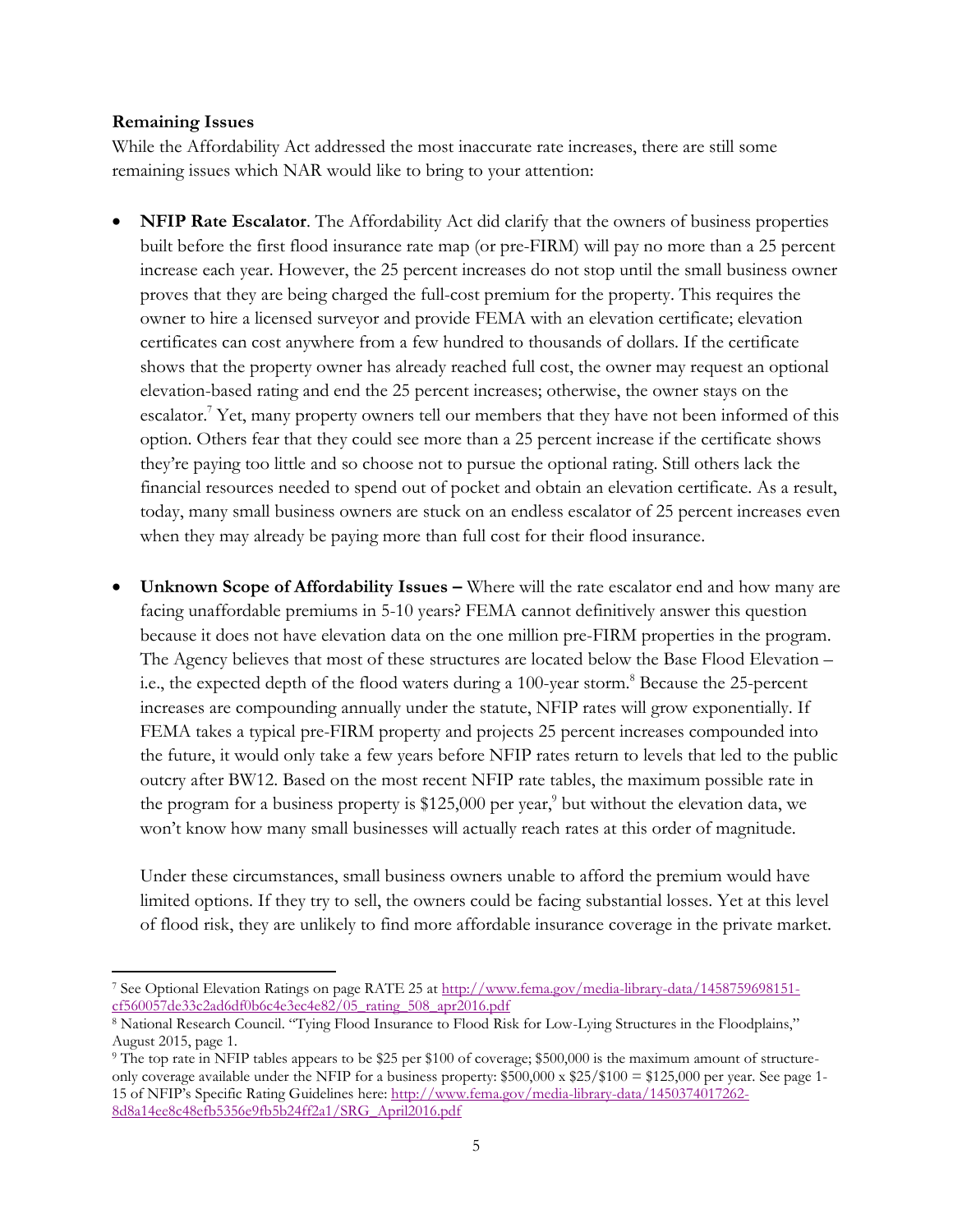**Remaining Issues**

While the Affordability Act addressed the most inaccurate rate increases, there are still some remaining issues which NAR would like to bring to your attention:

- **NFIP Rate Escalator**. The Affordability Act did clarify that the owners of business properties built before the first flood insurance rate map (or pre-FIRM) will pay no more than a 25 percent increase each year. However, the 25 percent increases do not stop until the small business owner proves that they are being charged the full-cost premium for the property. This requires the owner to hire a licensed surveyor and provide FEMA with an elevation certificate; elevation certificates can cost anywhere from a few hundred to thousands of dollars. If the certificate shows that the property owner has already reached full cost, the owner may request an optional elevation-based rating and end the 25 percent increases; otherwise, the owner stays on the escalator.[7] Yet, many property owners tell our members that they have not been informed of this option. Others fear that they could see more than a 25 percent increase if the certificate shows they're paying too little and so choose not to pursue the optional rating. Still others lack the financial resources needed to spend out of pocket and obtain an elevation certificate. As a result, today, many small business owners are stuck on an endless escalator of 25 percent increases even when they may already be paying more than full cost for their flood insurance.

- **Unknown Scope of Affordability Issues –** Where will the rate escalator end and how many are facing unaffordable premiums in 5-10 years? FEMA cannot definitively answer this question because it does not have elevation data on the one million pre-FIRM properties in the program. The Agency believes that most of these structures are located below the Base Flood Elevation – i.e., the expected depth of the flood waters during a 100-year storm.[8] Because the 25-percent increases are compounding annually under the statute, NFIP rates will grow exponentially. If FEMA takes a typical pre-FIRM property and projects 25 percent increases compounded into the future, it would only take a few years before NFIP rates return to levels that led to the public outcry after BW12. Based on the most recent NFIP rate tables, the maximum possible rate in the program for a business property is $125,000 per year,[9] but without the elevation data, we won't know how many small businesses will actually reach rates at this order of magnitude.

  Under these circumstances, small business owners unable to afford the premium would have limited options. If they try to sell, the owners could be facing substantial losses. Yet at this level of flood risk, they are unlikely to find more affordable insurance coverage in the private market.

---

[7] See Optional Elevation Ratings on page RATE 25 at http://www.fema.gov/media-library-data/1458759698151-cf560057de33c2ad6df0b6c4e3ec4e82/05_rating_508_apr2016.pdf

[8] National Research Council. "Tying Flood Insurance to Flood Risk for Low-Lying Structures in the Floodplains," August 2015, page 1.

[9] The top rate in NFIP tables appears to be $25 per $100 of coverage; $500,000 is the maximum amount of structure-only coverage available under the NFIP for a business property: $500,000 x $25/$100 = $125,000 per year. See page 1-15 of NFIP's Specific Rating Guidelines here: http://www.fema.gov/media-library-data/1450374017262-8d8a14ee8c48efb5356e9fb5b24ff2a1/SRG_April2016.pdf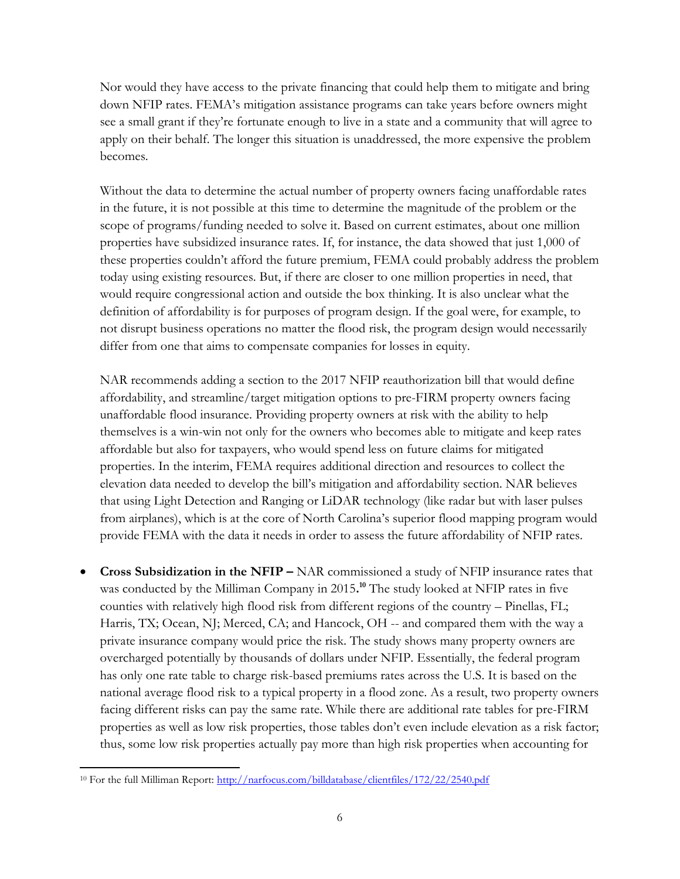Nor would they have access to the private financing that could help them to mitigate and bring down NFIP rates. FEMA's mitigation assistance programs can take years before owners might see a small grant if they're fortunate enough to live in a state and a community that will agree to apply on their behalf. The longer this situation is unaddressed, the more expensive the problem becomes.

Without the data to determine the actual number of property owners facing unaffordable rates in the future, it is not possible at this time to determine the magnitude of the problem or the scope of programs/funding needed to solve it. Based on current estimates, about one million properties have subsidized insurance rates. If, for instance, the data showed that just 1,000 of these properties couldn't afford the future premium, FEMA could probably address the problem today using existing resources. But, if there are closer to one million properties in need, that would require congressional action and outside the box thinking. It is also unclear what the definition of affordability is for purposes of program design. If the goal were, for example, to not disrupt business operations no matter the flood risk, the program design would necessarily differ from one that aims to compensate companies for losses in equity.

NAR recommends adding a section to the 2017 NFIP reauthorization bill that would define affordability, and streamline/target mitigation options to pre-FIRM property owners facing unaffordable flood insurance. Providing property owners at risk with the ability to help themselves is a win-win not only for the owners who becomes able to mitigate and keep rates affordable but also for taxpayers, who would spend less on future claims for mitigated properties. In the interim, FEMA requires additional direction and resources to collect the elevation data needed to develop the bill's mitigation and affordability section. NAR believes that using Light Detection and Ranging or LiDAR technology (like radar but with laser pulses from airplanes), which is at the core of North Carolina's superior flood mapping program would provide FEMA with the data it needs in order to assess the future affordability of NFIP rates.

- **Cross Subsidization in the NFIP –** NAR commissioned a study of NFIP insurance rates that was conducted by the Milliman Company in 2015.[10] The study looked at NFIP rates in five counties with relatively high flood risk from different regions of the country – Pinellas, FL; Harris, TX; Ocean, NJ; Merced, CA; and Hancock, OH -- and compared them with the way a private insurance company would price the risk. The study shows many property owners are overcharged potentially by thousands of dollars under NFIP. Essentially, the federal program has only one rate table to charge risk-based premiums rates across the U.S. It is based on the national average flood risk to a typical property in a flood zone. As a result, two property owners facing different risks can pay the same rate. While there are additional rate tables for pre-FIRM properties as well as low risk properties, those tables don't even include elevation as a risk factor; thus, some low risk properties actually pay more than high risk properties when accounting for

[10] For the full Milliman Report: http://narfocus.com/billdatabase/clientfiles/172/22/2540.pdf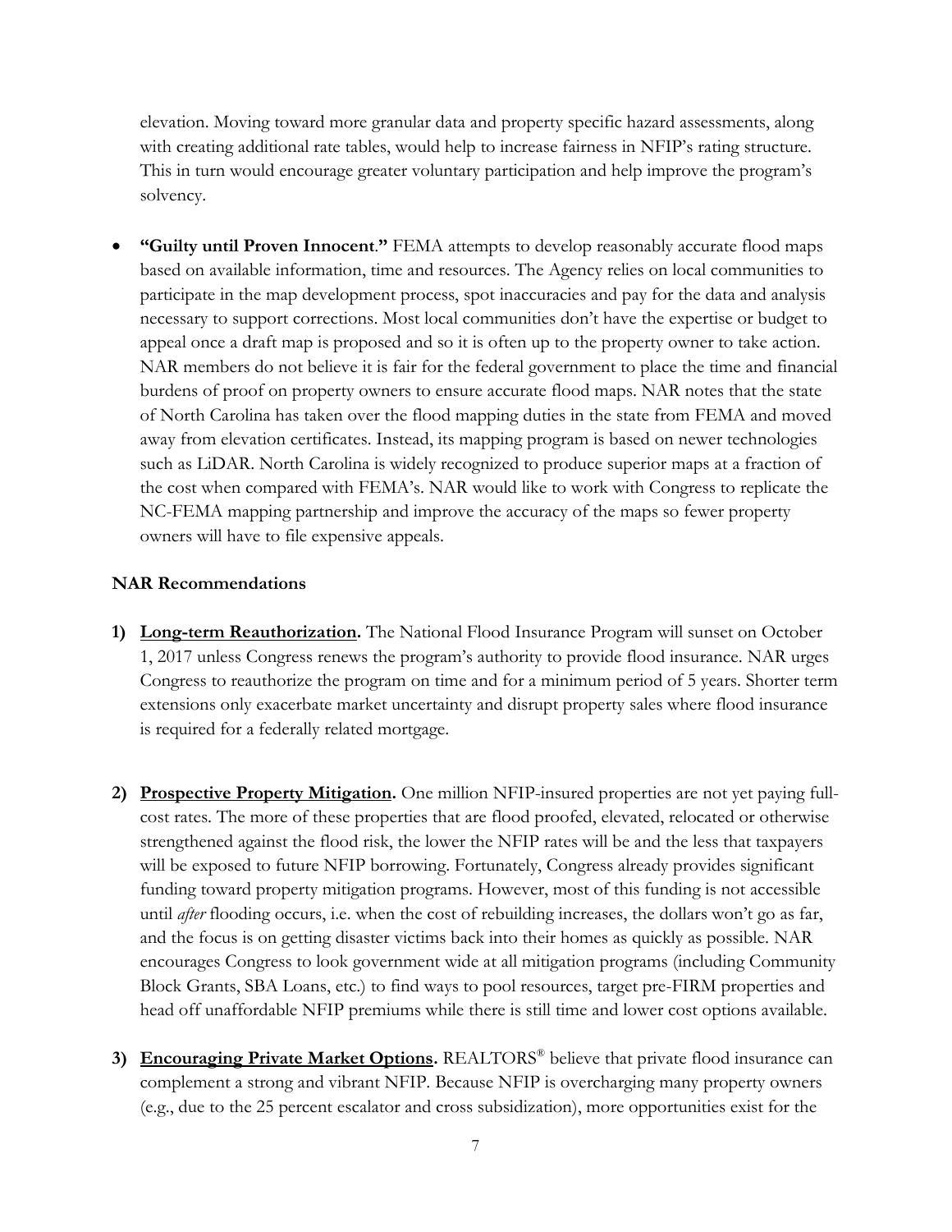elevation. Moving toward more granular data and property specific hazard assessments, along with creating additional rate tables, would help to increase fairness in NFIP's rating structure. This in turn would encourage greater voluntary participation and help improve the program's solvency.

- **"Guilty until Proven Innocent."** FEMA attempts to develop reasonably accurate flood maps based on available information, time and resources. The Agency relies on local communities to participate in the map development process, spot inaccuracies and pay for the data and analysis necessary to support corrections. Most local communities don't have the expertise or budget to appeal once a draft map is proposed and so it is often up to the property owner to take action. NAR members do not believe it is fair for the federal government to place the time and financial burdens of proof on property owners to ensure accurate flood maps. NAR notes that the state of North Carolina has taken over the flood mapping duties in the state from FEMA and moved away from elevation certificates. Instead, its mapping program is based on newer technologies such as LiDAR. North Carolina is widely recognized to produce superior maps at a fraction of the cost when compared with FEMA's. NAR would like to work with Congress to replicate the NC-FEMA mapping partnership and improve the accuracy of the maps so fewer property owners will have to file expensive appeals.

**NAR Recommendations**

1) **Long-term Reauthorization.** The National Flood Insurance Program will sunset on October 1, 2017 unless Congress renews the program's authority to provide flood insurance. NAR urges Congress to reauthorize the program on time and for a minimum period of 5 years. Shorter term extensions only exacerbate market uncertainty and disrupt property sales where flood insurance is required for a federally related mortgage.

2) **Prospective Property Mitigation.** One million NFIP-insured properties are not yet paying full-cost rates. The more of these properties that are flood proofed, elevated, relocated or otherwise strengthened against the flood risk, the lower the NFIP rates will be and the less that taxpayers will be exposed to future NFIP borrowing. Fortunately, Congress already provides significant funding toward property mitigation programs. However, most of this funding is not accessible until *after* flooding occurs, i.e. when the cost of rebuilding increases, the dollars won't go as far, and the focus is on getting disaster victims back into their homes as quickly as possible. NAR encourages Congress to look government wide at all mitigation programs (including Community Block Grants, SBA Loans, etc.) to find ways to pool resources, target pre-FIRM properties and head off unaffordable NFIP premiums while there is still time and lower cost options available.

3) **Encouraging Private Market Options.** REALTORS® believe that private flood insurance can complement a strong and vibrant NFIP. Because NFIP is overcharging many property owners (e.g., due to the 25 percent escalator and cross subsidization), more opportunities exist for the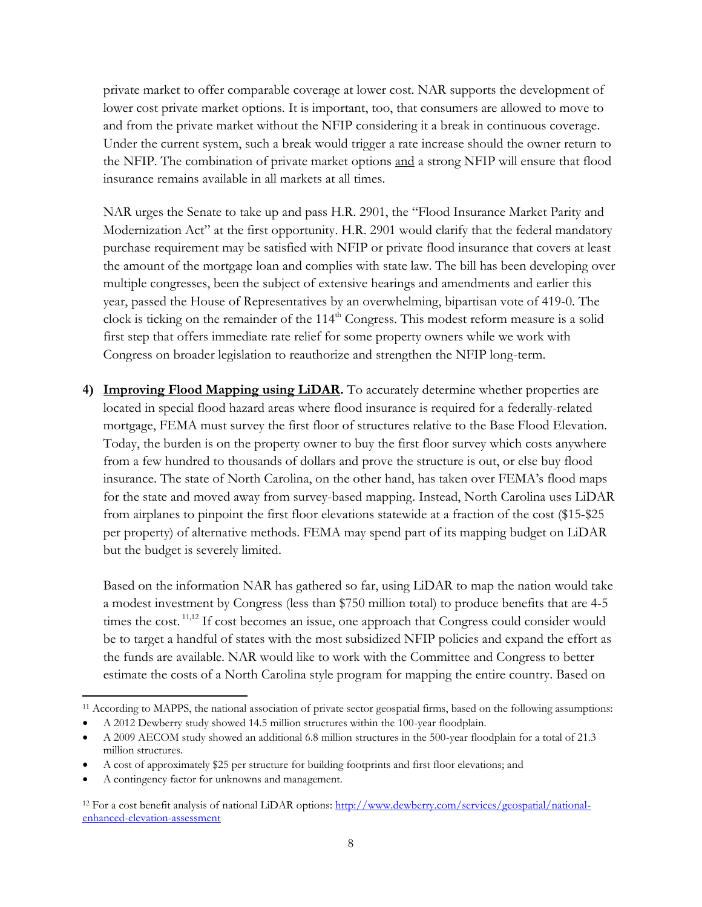private market to offer comparable coverage at lower cost. NAR supports the development of lower cost private market options. It is important, too, that consumers are allowed to move to and from the private market without the NFIP considering it a break in continuous coverage. Under the current system, such a break would trigger a rate increase should the owner return to the NFIP. The combination of private market options and a strong NFIP will ensure that flood insurance remains available in all markets at all times.

NAR urges the Senate to take up and pass H.R. 2901, the "Flood Insurance Market Parity and Modernization Act" at the first opportunity. H.R. 2901 would clarify that the federal mandatory purchase requirement may be satisfied with NFIP or private flood insurance that covers at least the amount of the mortgage loan and complies with state law. The bill has been developing over multiple congresses, been the subject of extensive hearings and amendments and earlier this year, passed the House of Representatives by an overwhelming, bipartisan vote of 419-0. The clock is ticking on the remainder of the 114th Congress. This modest reform measure is a solid first step that offers immediate rate relief for some property owners while we work with Congress on broader legislation to reauthorize and strengthen the NFIP long-term.

4) **Improving Flood Mapping using LiDAR.** To accurately determine whether properties are located in special flood hazard areas where flood insurance is required for a federally-related mortgage, FEMA must survey the first floor of structures relative to the Base Flood Elevation. Today, the burden is on the property owner to buy the first floor survey which costs anywhere from a few hundred to thousands of dollars and prove the structure is out, or else buy flood insurance. The state of North Carolina, on the other hand, has taken over FEMA's flood maps for the state and moved away from survey-based mapping. Instead, North Carolina uses LiDAR from airplanes to pinpoint the first floor elevations statewide at a fraction of the cost ($15-$25 per property) of alternative methods. FEMA may spend part of its mapping budget on LiDAR but the budget is severely limited.

   Based on the information NAR has gathered so far, using LiDAR to map the nation would take a modest investment by Congress (less than $750 million total) to produce benefits that are 4-5 times the cost.[11,12] If cost becomes an issue, one approach that Congress could consider would be to target a handful of states with the most subsidized NFIP policies and expand the effort as the funds are available. NAR would like to work with the Committee and Congress to better estimate the costs of a North Carolina style program for mapping the entire country. Based on

---

[11] According to MAPPS, the national association of private sector geospatial firms, based on the following assumptions:

- A 2012 Dewberry study showed 14.5 million structures within the 100-year floodplain.
- A 2009 AECOM study showed an additional 6.8 million structures in the 500-year floodplain for a total of 21.3 million structures.
- A cost of approximately $25 per structure for building footprints and first floor elevations; and
- A contingency factor for unknowns and management.

[12] For a cost benefit analysis of national LiDAR options: http://www.dewberry.com/services/geospatial/national-enhanced-elevation-assessment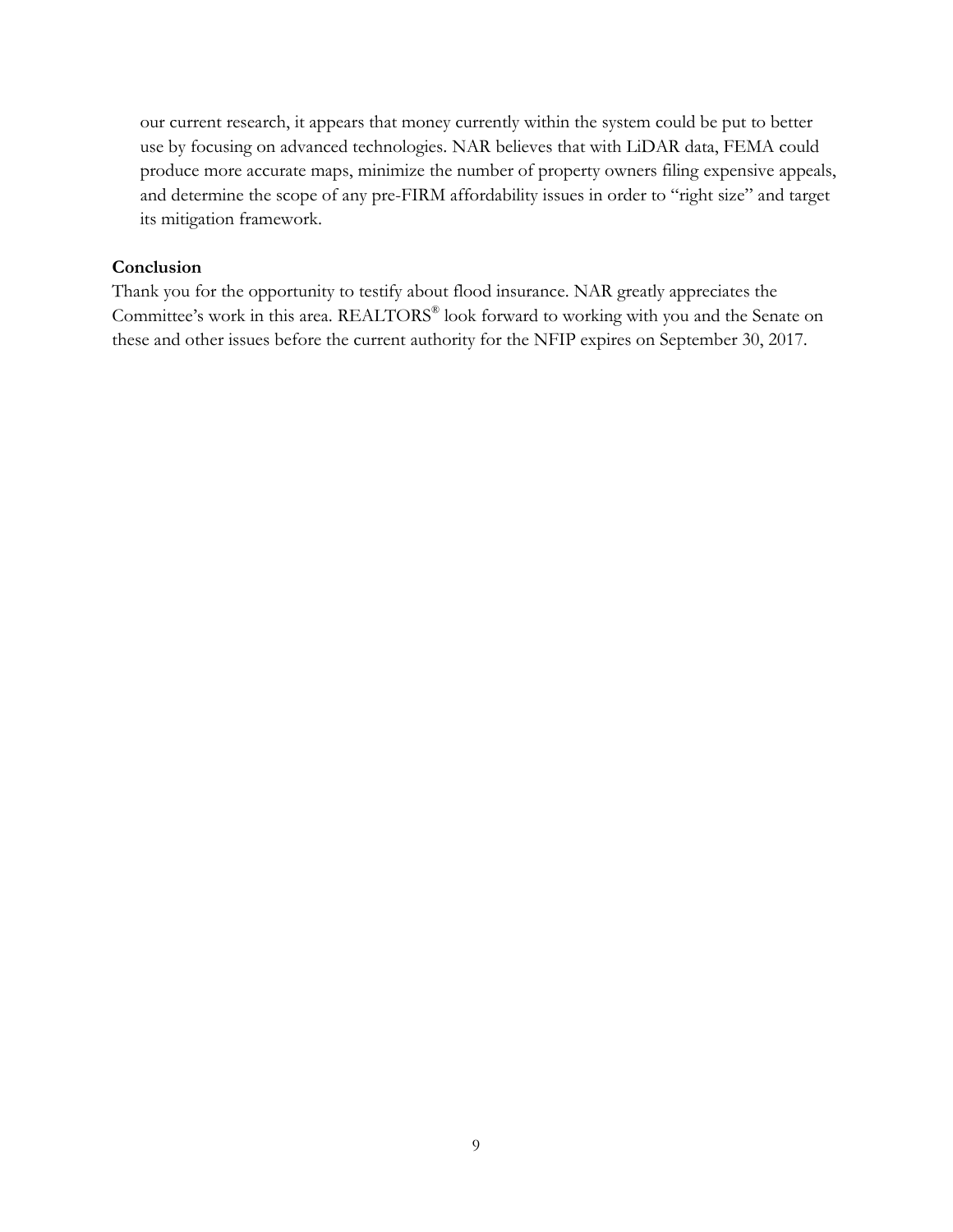our current research, it appears that money currently within the system could be put to better use by focusing on advanced technologies. NAR believes that with LiDAR data, FEMA could produce more accurate maps, minimize the number of property owners filing expensive appeals, and determine the scope of any pre-FIRM affordability issues in order to "right size" and target its mitigation framework.

**Conclusion**

Thank you for the opportunity to testify about flood insurance. NAR greatly appreciates the Committee's work in this area. REALTORS® look forward to working with you and the Senate on these and other issues before the current authority for the NFIP expires on September 30, 2017.